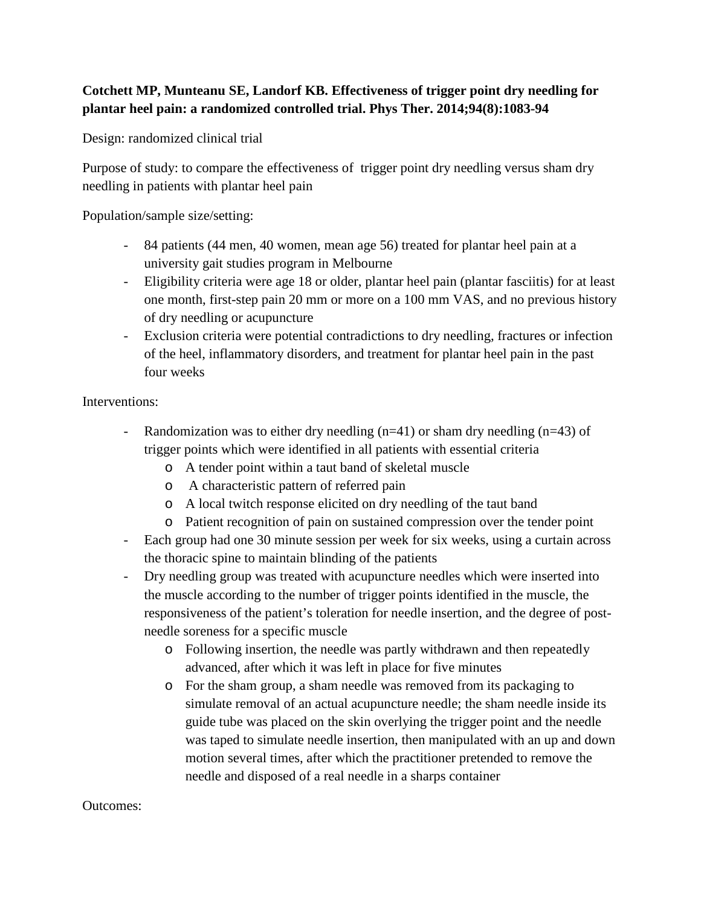**Cotchett MP, Munteanu SE, Landorf KB. Effectiveness of trigger point dry needling for plantar heel pain: a randomized controlled trial. Phys Ther. 2014;94(8):1083-94**

Design: randomized clinical trial

Purpose of study: to compare the effectiveness of trigger point dry needling versus sham dry needling in patients with plantar heel pain

Population/sample size/setting:

- 84 patients (44 men, 40 women, mean age 56) treated for plantar heel pain at a university gait studies program in Melbourne
- Eligibility criteria were age 18 or older, plantar heel pain (plantar fasciitis) for at least one month, first-step pain 20 mm or more on a 100 mm VAS, and no previous history of dry needling or acupuncture
- Exclusion criteria were potential contradictions to dry needling, fractures or infection of the heel, inflammatory disorders, and treatment for plantar heel pain in the past four weeks

Interventions:

- Randomization was to either dry needling (n=41) or sham dry needling (n=43) of trigger points which were identified in all patients with essential criteria
  - A tender point within a taut band of skeletal muscle
  - A characteristic pattern of referred pain
  - A local twitch response elicited on dry needling of the taut band
  - Patient recognition of pain on sustained compression over the tender point
- Each group had one 30 minute session per week for six weeks, using a curtain across the thoracic spine to maintain blinding of the patients
- Dry needling group was treated with acupuncture needles which were inserted into the muscle according to the number of trigger points identified in the muscle, the responsiveness of the patient's toleration for needle insertion, and the degree of post-needle soreness for a specific muscle
  - Following insertion, the needle was partly withdrawn and then repeatedly advanced, after which it was left in place for five minutes
  - For the sham group, a sham needle was removed from its packaging to simulate removal of an actual acupuncture needle; the sham needle inside its guide tube was placed on the skin overlying the trigger point and the needle was taped to simulate needle insertion, then manipulated with an up and down motion several times, after which the practitioner pretended to remove the needle and disposed of a real needle in a sharps container

Outcomes: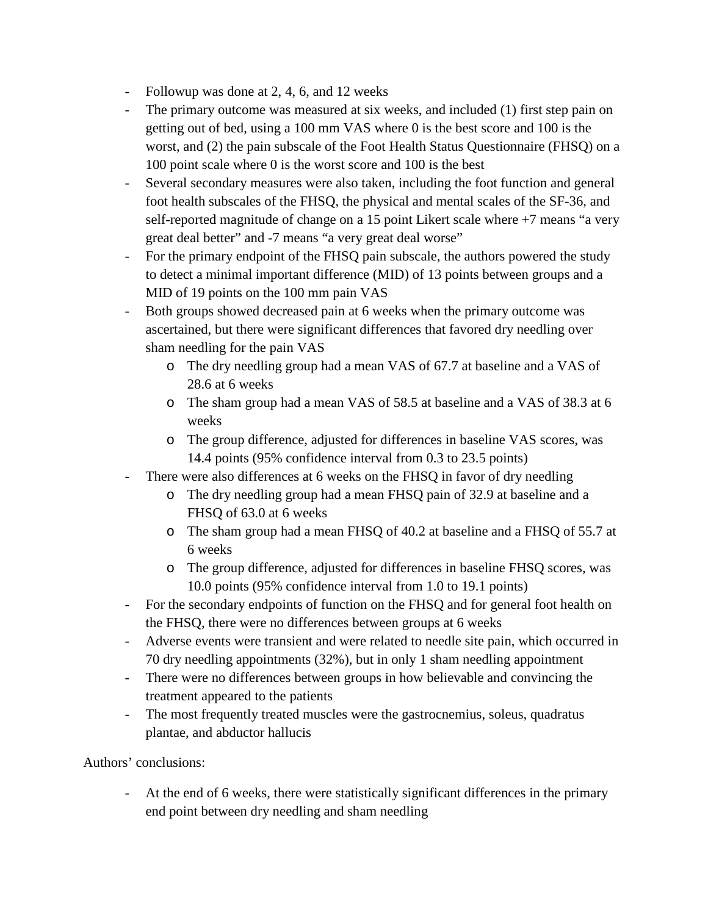- Followup was done at 2, 4, 6, and 12 weeks
- The primary outcome was measured at six weeks, and included (1) first step pain on getting out of bed, using a 100 mm VAS where 0 is the best score and 100 is the worst, and (2) the pain subscale of the Foot Health Status Questionnaire (FHSQ) on a 100 point scale where 0 is the worst score and 100 is the best
- Several secondary measures were also taken, including the foot function and general foot health subscales of the FHSQ, the physical and mental scales of the SF-36, and self-reported magnitude of change on a 15 point Likert scale where +7 means "a very great deal better" and -7 means "a very great deal worse"
- For the primary endpoint of the FHSQ pain subscale, the authors powered the study to detect a minimal important difference (MID) of 13 points between groups and a MID of 19 points on the 100 mm pain VAS
- Both groups showed decreased pain at 6 weeks when the primary outcome was ascertained, but there were significant differences that favored dry needling over sham needling for the pain VAS
  - The dry needling group had a mean VAS of 67.7 at baseline and a VAS of 28.6 at 6 weeks
  - The sham group had a mean VAS of 58.5 at baseline and a VAS of 38.3 at 6 weeks
  - The group difference, adjusted for differences in baseline VAS scores, was 14.4 points (95% confidence interval from 0.3 to 23.5 points)
- There were also differences at 6 weeks on the FHSQ in favor of dry needling
  - The dry needling group had a mean FHSQ pain of 32.9 at baseline and a FHSQ of 63.0 at 6 weeks
  - The sham group had a mean FHSQ of 40.2 at baseline and a FHSQ of 55.7 at 6 weeks
  - The group difference, adjusted for differences in baseline FHSQ scores, was 10.0 points (95% confidence interval from 1.0 to 19.1 points)
- For the secondary endpoints of function on the FHSQ and for general foot health on the FHSQ, there were no differences between groups at 6 weeks
- Adverse events were transient and were related to needle site pain, which occurred in 70 dry needling appointments (32%), but in only 1 sham needling appointment
- There were no differences between groups in how believable and convincing the treatment appeared to the patients
- The most frequently treated muscles were the gastrocnemius, soleus, quadratus plantae, and abductor hallucis

Authors' conclusions:

- At the end of 6 weeks, there were statistically significant differences in the primary end point between dry needling and sham needling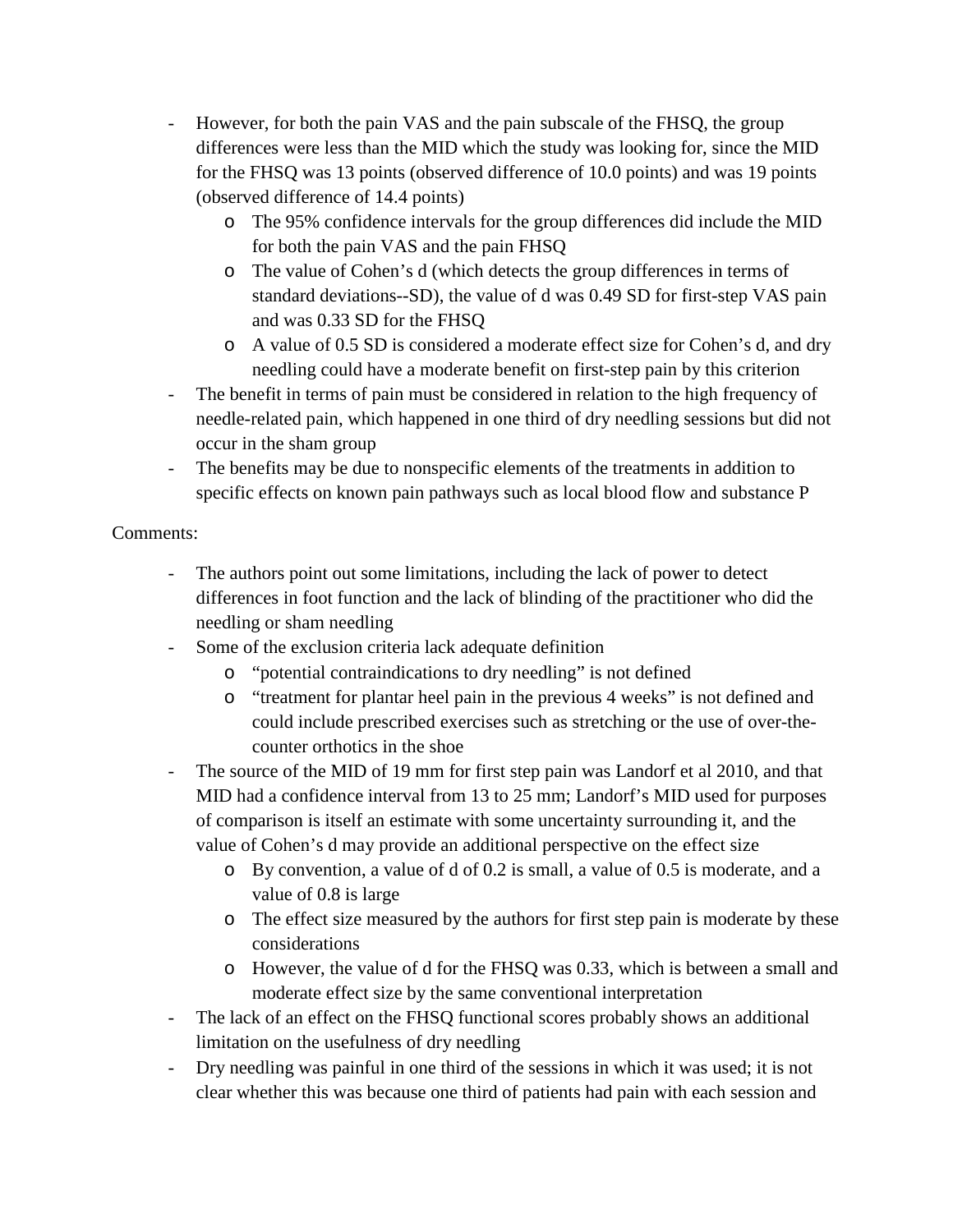- However, for both the pain VAS and the pain subscale of the FHSQ, the group differences were less than the MID which the study was looking for, since the MID for the FHSQ was 13 points (observed difference of 10.0 points) and was 19 points (observed difference of 14.4 points)
    - The 95% confidence intervals for the group differences did include the MID for both the pain VAS and the pain FHSQ
    - The value of Cohen's d (which detects the group differences in terms of standard deviations--SD), the value of d was 0.49 SD for first-step VAS pain and was 0.33 SD for the FHSQ
    - A value of 0.5 SD is considered a moderate effect size for Cohen's d, and dry needling could have a moderate benefit on first-step pain by this criterion
- The benefit in terms of pain must be considered in relation to the high frequency of needle-related pain, which happened in one third of dry needling sessions but did not occur in the sham group
- The benefits may be due to nonspecific elements of the treatments in addition to specific effects on known pain pathways such as local blood flow and substance P

Comments:

- The authors point out some limitations, including the lack of power to detect differences in foot function and the lack of blinding of the practitioner who did the needling or sham needling
- Some of the exclusion criteria lack adequate definition
    - "potential contraindications to dry needling" is not defined
    - "treatment for plantar heel pain in the previous 4 weeks" is not defined and could include prescribed exercises such as stretching or the use of over-the-counter orthotics in the shoe
- The source of the MID of 19 mm for first step pain was Landorf et al 2010, and that MID had a confidence interval from 13 to 25 mm; Landorf's MID used for purposes of comparison is itself an estimate with some uncertainty surrounding it, and the value of Cohen's d may provide an additional perspective on the effect size
    - By convention, a value of d of 0.2 is small, a value of 0.5 is moderate, and a value of 0.8 is large
    - The effect size measured by the authors for first step pain is moderate by these considerations
    - However, the value of d for the FHSQ was 0.33, which is between a small and moderate effect size by the same conventional interpretation
- The lack of an effect on the FHSQ functional scores probably shows an additional limitation on the usefulness of dry needling
- Dry needling was painful in one third of the sessions in which it was used; it is not clear whether this was because one third of patients had pain with each session and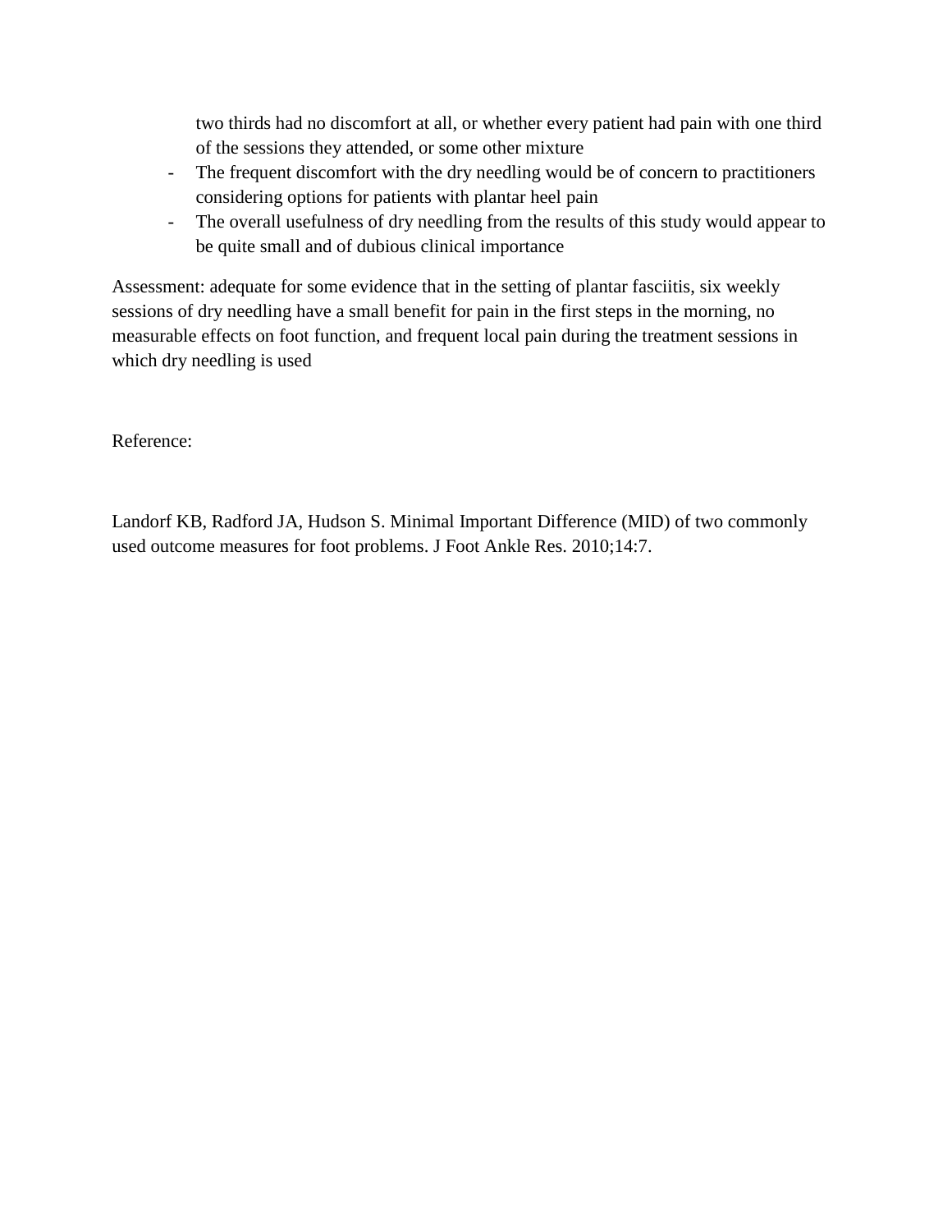two thirds had no discomfort at all, or whether every patient had pain with one third of the sessions they attended, or some other mixture

- The frequent discomfort with the dry needling would be of concern to practitioners considering options for patients with plantar heel pain
- The overall usefulness of dry needling from the results of this study would appear to be quite small and of dubious clinical importance

Assessment: adequate for some evidence that in the setting of plantar fasciitis, six weekly sessions of dry needling have a small benefit for pain in the first steps in the morning, no measurable effects on foot function, and frequent local pain during the treatment sessions in which dry needling is used

Reference:

Landorf KB, Radford JA, Hudson S. Minimal Important Difference (MID) of two commonly used outcome measures for foot problems. J Foot Ankle Res. 2010;14:7.